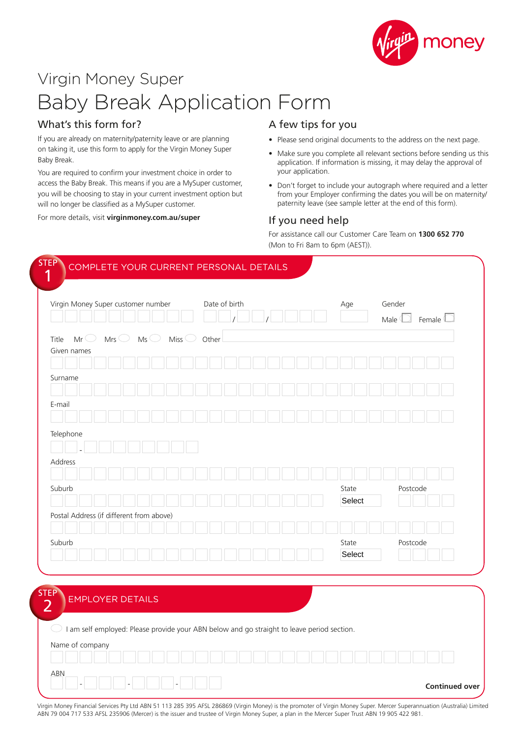# Virgin Money Super

# Baby Break Application Form

## What's this form for?

If you are already on maternity/paternity leave or are planning on taking it, use this form to apply for the Virgin Money Super Baby Break.

You are required to confirm your investment choice in order to access the Baby Break. This means if you are a MySuper customer, you will be choosing to stay in your current investment option but will no longer be classified as a MySuper customer.

For more details, visit **virginmoney.com.au/super**

## A few tips for you

- Please send original documents to the address on the next page.
- Make sure you complete all relevant sections before sending us this application. If information is missing, it may delay the approval of your application.
- Don't forget to include your autograph where required and a letter from your Employer confirming the dates you will be on maternity/paternity leave (see sample letter at the end of this form).

## If you need help

For assistance call our Customer Care Team on **1300 652 770** (Mon to Fri 8am to 6pm (AEST)).

## STEP 1 COMPLETE YOUR CURRENT PERSONAL DETAILS

Virgin Money Super customer number

Date of birth / /

Age

Gender Male ☐ Female ☐

Title Mr ◯ Mrs ◯ Ms ◯ Miss ◯ Other

Given names

Surname

E-mail

Telephone -

Address

Suburb

State Select

Postcode

Postal Address (if different from above)

Suburb

State Select

Postcode

## STEP 2 EMPLOYER DETAILS

◯ I am self employed: Please provide your ABN below and go straight to leave period section.

Name of company

ABN - - -

**Continued over**

Virgin Money Financial Services Pty Ltd ABN 51 113 285 395 AFSL 286869 (Virgin Money) is the promoter of Virgin Money Super. Mercer Superannuation (Australia) Limited ABN 79 004 717 533 AFSL 235906 (Mercer) is the issuer and trustee of Virgin Money Super, a plan in the Mercer Super Trust ABN 19 905 422 981.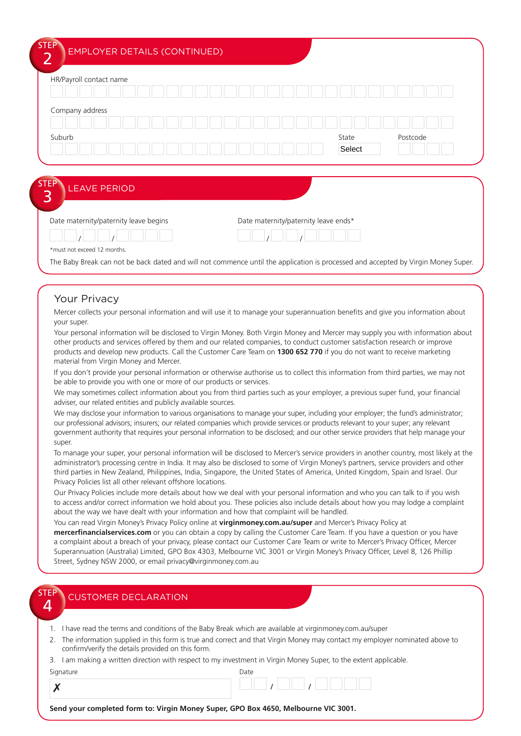## STEP 2 EMPLOYER DETAILS (CONTINUED)

HR/Payroll contact name

Company address

Suburb

State

Select

Postcode

## STEP 3 LEAVE PERIOD

Date maternity/paternity leave begins

/ /

Date maternity/paternity leave ends*

/ /

*must not exceed 12 months.

The Baby Break can not be back dated and will not commence until the application is processed and accepted by Virgin Money Super.

## Your Privacy

Mercer collects your personal information and will use it to manage your superannuation benefits and give you information about your super.

Your personal information will be disclosed to Virgin Money. Both Virgin Money and Mercer may supply you with information about other products and services offered by them and our related companies, to conduct customer satisfaction research or improve products and develop new products. Call the Customer Care Team on **1300 652 770** if you do not want to receive marketing material from Virgin Money and Mercer.

If you don't provide your personal information or otherwise authorise us to collect this information from third parties, we may not be able to provide you with one or more of our products or services.

We may sometimes collect information about you from third parties such as your employer, a previous super fund, your financial adviser, our related entities and publicly available sources.

We may disclose your information to various organisations to manage your super, including your employer; the fund's administrator; our professional advisors; insurers; our related companies which provide services or products relevant to your super; any relevant government authority that requires your personal information to be disclosed; and our other service providers that help manage your super.

To manage your super, your personal information will be disclosed to Mercer's service providers in another country, most likely at the administrator's processing centre in India. It may also be disclosed to some of Virgin Money's partners, service providers and other third parties in New Zealand, Philippines, India, Singapore, the United States of America, United Kingdom, Spain and Israel. Our Privacy Policies list all other relevant offshore locations.

Our Privacy Policies include more details about how we deal with your personal information and who you can talk to if you wish to access and/or correct information we hold about you. These policies also include details about how you may lodge a complaint about the way we have dealt with your information and how that complaint will be handled.

You can read Virgin Money's Privacy Policy online at **virginmoney.com.au/super** and Mercer's Privacy Policy at **mercerfinancialservices.com** or you can obtain a copy by calling the Customer Care Team. If you have a question or you have a complaint about a breach of your privacy, please contact our Customer Care Team or write to Mercer's Privacy Officer, Mercer Superannuation (Australia) Limited, GPO Box 4303, Melbourne VIC 3001 or Virgin Money's Privacy Officer, Level 8, 126 Phillip Street, Sydney NSW 2000, or email privacy@virginmoney.com.au

## STEP 4 CUSTOMER DECLARATION

1. I have read the terms and conditions of the Baby Break which are available at virginmoney.com.au/super
2. The information supplied in this form is true and correct and that Virgin Money may contact my employer nominated above to confirm/verify the details provided on this form.
3. I am making a written direction with respect to my investment in Virgin Money Super, to the extent applicable.

Signature

✗

Date

/ /

**Send your completed form to: Virgin Money Super, GPO Box 4650, Melbourne VIC 3001.**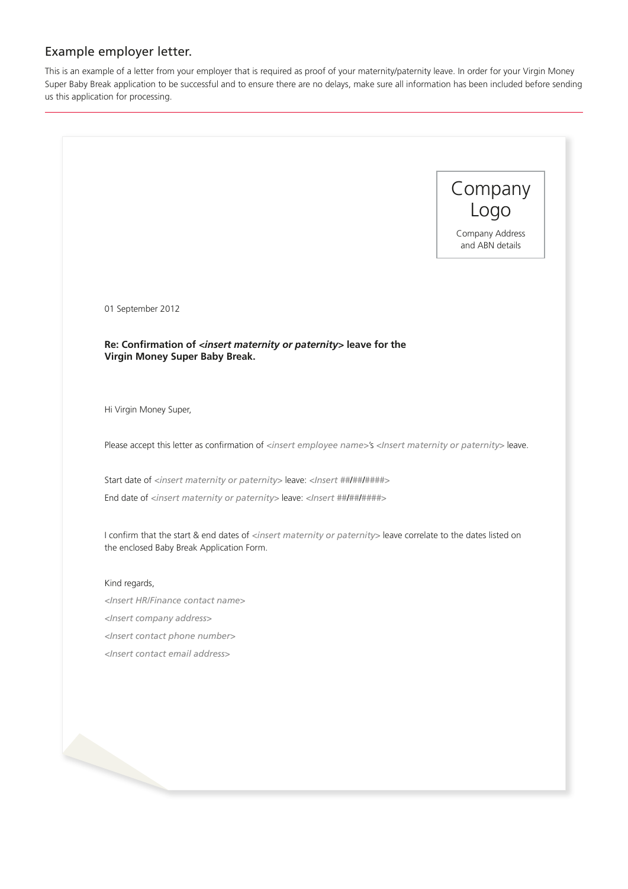## Example employer letter.

This is an example of a letter from your employer that is required as proof of your maternity/paternity leave. In order for your Virgin Money Super Baby Break application to be successful and to ensure there are no delays, make sure all information has been included before sending us this application for processing.

---

Company Logo

Company Address and ABN details

01 September 2012

**Re: Confirmation of *<insert maternity or paternity>* leave for the Virgin Money Super Baby Break.**

Hi Virgin Money Super,

Please accept this letter as confirmation of *<insert employee name>*'s *<Insert maternity or paternity>* leave.

Start date of *<insert maternity or paternity>* leave: *<Insert ##/##/####>*

End date of *<insert maternity or paternity>* leave: *<Insert ##/##/####>*

I confirm that the start & end dates of *<insert maternity or paternity>* leave correlate to the dates listed on the enclosed Baby Break Application Form.

Kind regards,

*<Insert HR/Finance contact name>*

*<Insert company address>*

*<Insert contact phone number>*

*<Insert contact email address>*